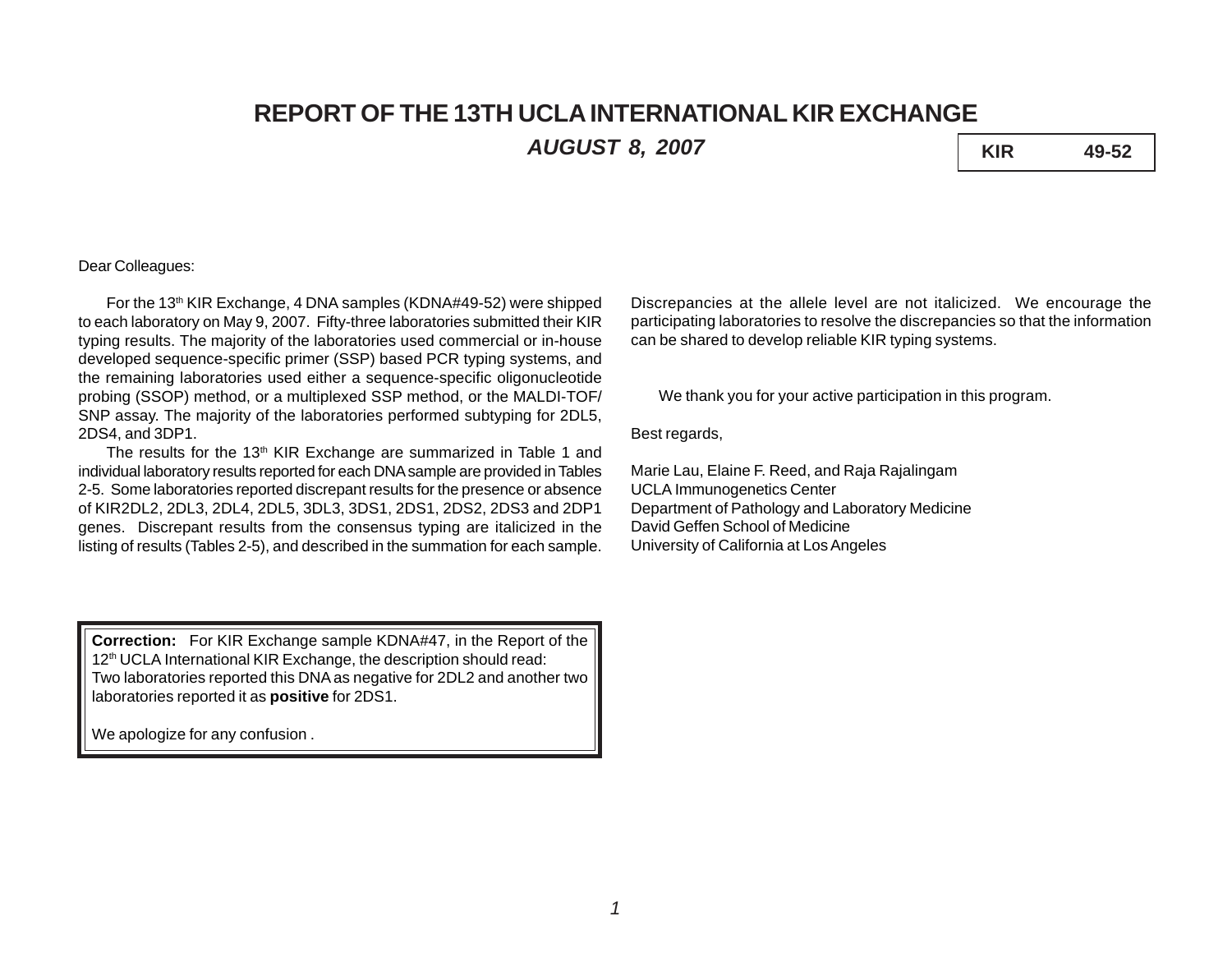# REPORT OF THE 13TH UCLA INTERNATIONAL KIR EXCHANGE

***AUGUST 8, 2007***

**KIR 49-52**

Dear Colleagues:

For the 13th KIR Exchange, 4 DNA samples (KDNA#49-52) were shipped to each laboratory on May 9, 2007. Fifty-three laboratories submitted their KIR typing results. The majority of the laboratories used commercial or in-house developed sequence-specific primer (SSP) based PCR typing systems, and the remaining laboratories used either a sequence-specific oligonucleotide probing (SSOP) method, or a multiplexed SSP method, or the MALDI-TOF/ SNP assay. The majority of the laboratories performed subtyping for 2DL5, 2DS4, and 3DP1.

The results for the 13th KIR Exchange are summarized in Table 1 and individual laboratory results reported for each DNA sample are provided in Tables 2-5. Some laboratories reported discrepant results for the presence or absence of KIR2DL2, 2DL3, 2DL4, 2DL5, 3DL3, 3DS1, 2DS1, 2DS2, 2DS3 and 2DP1 genes. Discrepant results from the consensus typing are italicized in the listing of results (Tables 2-5), and described in the summation for each sample. Discrepancies at the allele level are not italicized. We encourage the participating laboratories to resolve the discrepancies so that the information can be shared to develop reliable KIR typing systems.

We thank you for your active participation in this program.

Best regards,

Marie Lau, Elaine F. Reed, and Raja Rajalingam
UCLA Immunogenetics Center
Department of Pathology and Laboratory Medicine
David Geffen School of Medicine
University of California at Los Angeles

---

**Correction:** For KIR Exchange sample KDNA#47, in the Report of the 12th UCLA International KIR Exchange, the description should read:
Two laboratories reported this DNA as negative for 2DL2 and another two laboratories reported it as **positive** for 2DS1.

We apologize for any confusion .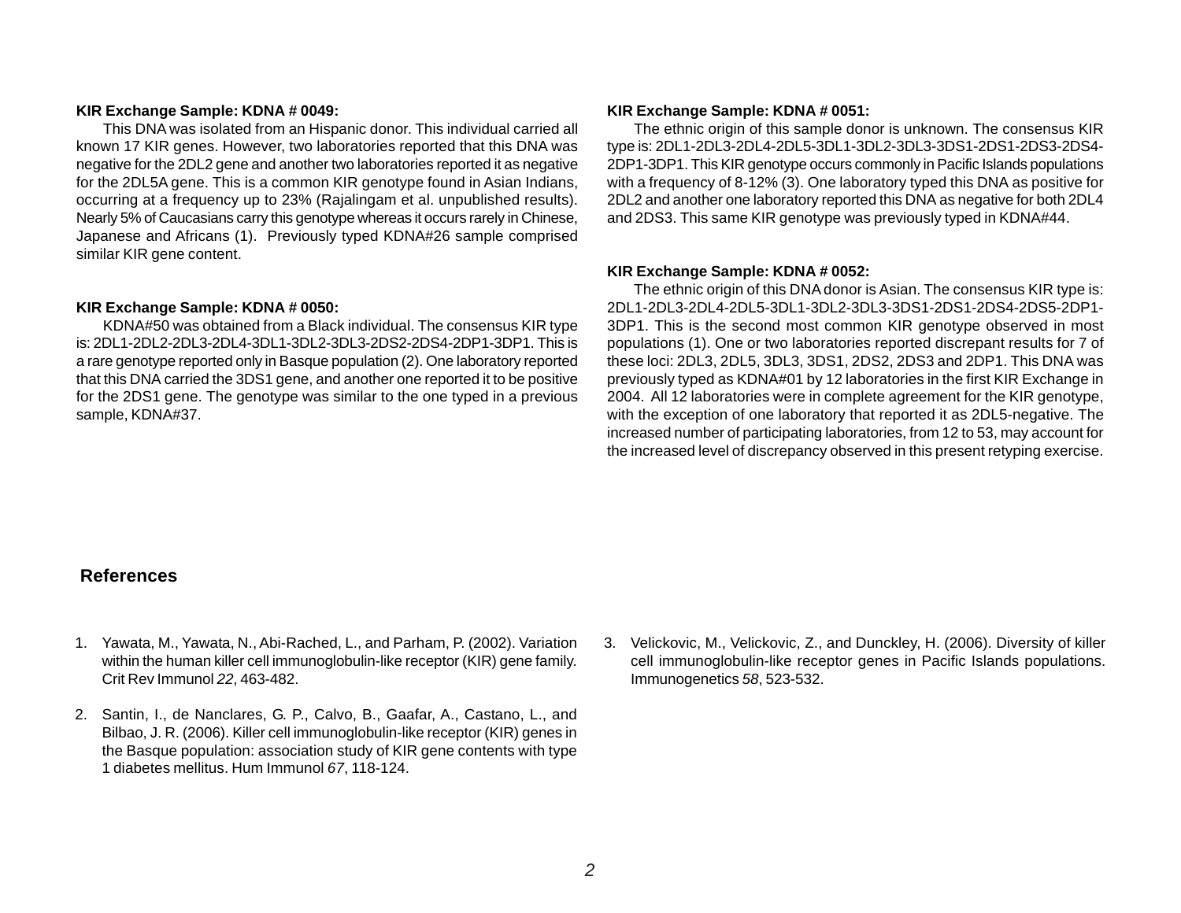**KIR Exchange Sample: KDNA # 0049:**

This DNA was isolated from an Hispanic donor. This individual carried all known 17 KIR genes. However, two laboratories reported that this DNA was negative for the 2DL2 gene and another two laboratories reported it as negative for the 2DL5A gene. This is a common KIR genotype found in Asian Indians, occurring at a frequency up to 23% (Rajalingam et al. unpublished results). Nearly 5% of Caucasians carry this genotype whereas it occurs rarely in Chinese, Japanese and Africans (1). Previously typed KDNA#26 sample comprised similar KIR gene content.

**KIR Exchange Sample: KDNA # 0050:**

KDNA#50 was obtained from a Black individual. The consensus KIR type is: 2DL1-2DL2-2DL3-2DL4-3DL1-3DL2-3DL3-2DS2-2DS4-2DP1-3DP1. This is a rare genotype reported only in Basque population (2). One laboratory reported that this DNA carried the 3DS1 gene, and another one reported it to be positive for the 2DS1 gene. The genotype was similar to the one typed in a previous sample, KDNA#37.

**KIR Exchange Sample: KDNA # 0051:**

The ethnic origin of this sample donor is unknown. The consensus KIR type is: 2DL1-2DL3-2DL4-2DL5-3DL1-3DL2-3DL3-3DS1-2DS1-2DS3-2DS4-2DP1-3DP1. This KIR genotype occurs commonly in Pacific Islands populations with a frequency of 8-12% (3). One laboratory typed this DNA as positive for 2DL2 and another one laboratory reported this DNA as negative for both 2DL4 and 2DS3. This same KIR genotype was previously typed in KDNA#44.

**KIR Exchange Sample: KDNA # 0052:**

The ethnic origin of this DNA donor is Asian. The consensus KIR type is: 2DL1-2DL3-2DL4-2DL5-3DL1-3DL2-3DL3-3DS1-2DS1-2DS4-2DS5-2DP1-3DP1. This is the second most common KIR genotype observed in most populations (1). One or two laboratories reported discrepant results for 7 of these loci: 2DL3, 2DL5, 3DL3, 3DS1, 2DS2, 2DS3 and 2DP1. This DNA was previously typed as KDNA#01 by 12 laboratories in the first KIR Exchange in 2004. All 12 laboratories were in complete agreement for the KIR genotype, with the exception of one laboratory that reported it as 2DL5-negative. The increased number of participating laboratories, from 12 to 53, may account for the increased level of discrepancy observed in this present retyping exercise.

## References

1. Yawata, M., Yawata, N., Abi-Rached, L., and Parham, P. (2002). Variation within the human killer cell immunoglobulin-like receptor (KIR) gene family. Crit Rev Immunol *22*, 463-482.

2. Santin, I., de Nanclares, G. P., Calvo, B., Gaafar, A., Castano, L., and Bilbao, J. R. (2006). Killer cell immunoglobulin-like receptor (KIR) genes in the Basque population: association study of KIR gene contents with type 1 diabetes mellitus. Hum Immunol *67*, 118-124.

3. Velickovic, M., Velickovic, Z., and Dunckley, H. (2006). Diversity of killer cell immunoglobulin-like receptor genes in Pacific Islands populations. Immunogenetics *58*, 523-532.